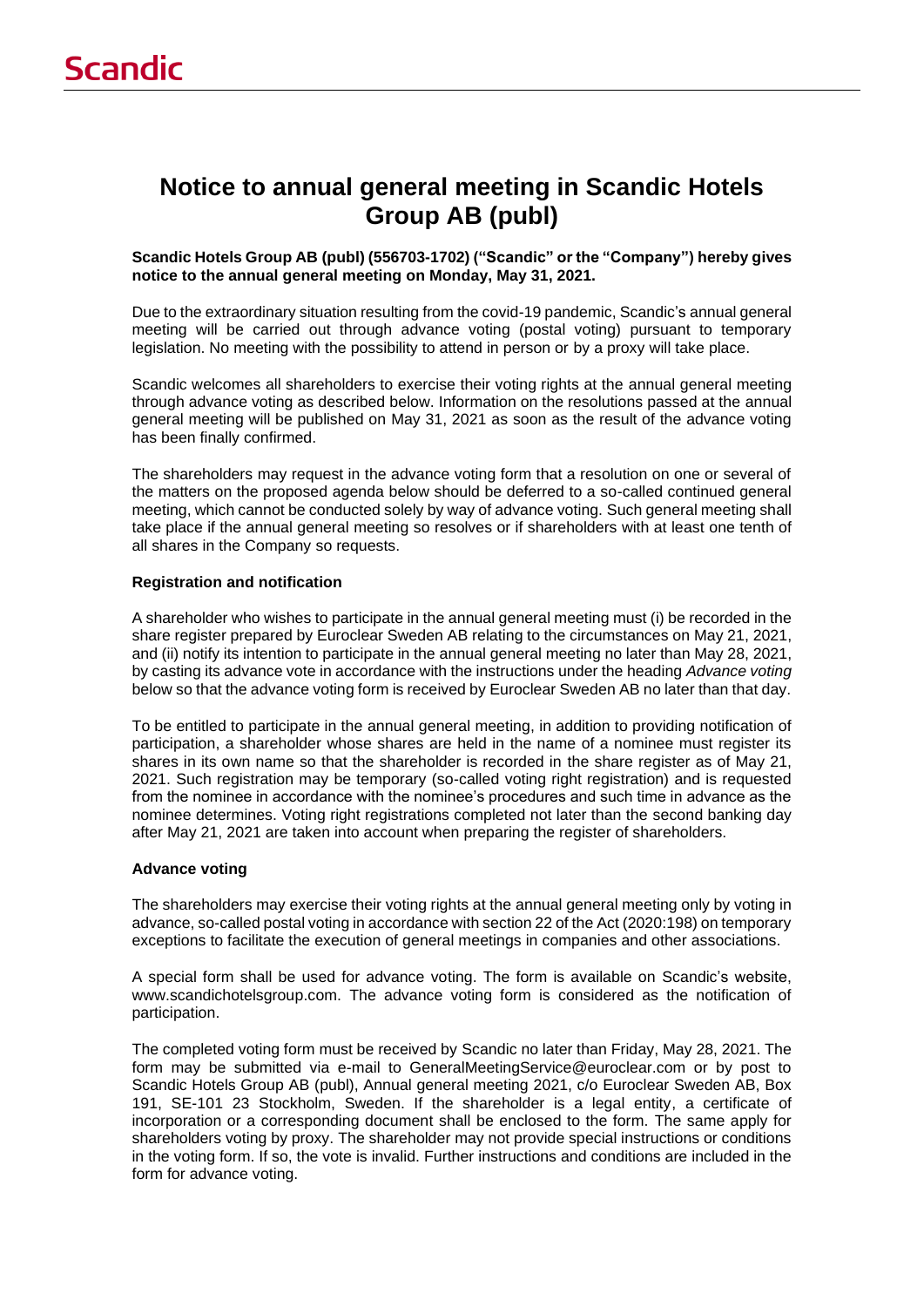# Notice to annual general meeting in Scandic Hotels Group AB (publ)

**Scandic Hotels Group AB (publ) (556703-1702) ("Scandic" or the "Company") hereby gives notice to the annual general meeting on Monday, May 31, 2021.**

Due to the extraordinary situation resulting from the covid-19 pandemic, Scandic's annual general meeting will be carried out through advance voting (postal voting) pursuant to temporary legislation. No meeting with the possibility to attend in person or by a proxy will take place.

Scandic welcomes all shareholders to exercise their voting rights at the annual general meeting through advance voting as described below. Information on the resolutions passed at the annual general meeting will be published on May 31, 2021 as soon as the result of the advance voting has been finally confirmed.

The shareholders may request in the advance voting form that a resolution on one or several of the matters on the proposed agenda below should be deferred to a so-called continued general meeting, which cannot be conducted solely by way of advance voting. Such general meeting shall take place if the annual general meeting so resolves or if shareholders with at least one tenth of all shares in the Company so requests.

**Registration and notification**

A shareholder who wishes to participate in the annual general meeting must (i) be recorded in the share register prepared by Euroclear Sweden AB relating to the circumstances on May 21, 2021, and (ii) notify its intention to participate in the annual general meeting no later than May 28, 2021, by casting its advance vote in accordance with the instructions under the heading *Advance voting* below so that the advance voting form is received by Euroclear Sweden AB no later than that day.

To be entitled to participate in the annual general meeting, in addition to providing notification of participation, a shareholder whose shares are held in the name of a nominee must register its shares in its own name so that the shareholder is recorded in the share register as of May 21, 2021. Such registration may be temporary (so-called voting right registration) and is requested from the nominee in accordance with the nominee's procedures and such time in advance as the nominee determines. Voting right registrations completed not later than the second banking day after May 21, 2021 are taken into account when preparing the register of shareholders.

**Advance voting**

The shareholders may exercise their voting rights at the annual general meeting only by voting in advance, so-called postal voting in accordance with section 22 of the Act (2020:198) on temporary exceptions to facilitate the execution of general meetings in companies and other associations.

A special form shall be used for advance voting. The form is available on Scandic's website, www.scandichotelsgroup.com. The advance voting form is considered as the notification of participation.

The completed voting form must be received by Scandic no later than Friday, May 28, 2021. The form may be submitted via e-mail to GeneralMeetingService@euroclear.com or by post to Scandic Hotels Group AB (publ), Annual general meeting 2021, c/o Euroclear Sweden AB, Box 191, SE-101 23 Stockholm, Sweden. If the shareholder is a legal entity, a certificate of incorporation or a corresponding document shall be enclosed to the form. The same apply for shareholders voting by proxy. The shareholder may not provide special instructions or conditions in the voting form. If so, the vote is invalid. Further instructions and conditions are included in the form for advance voting.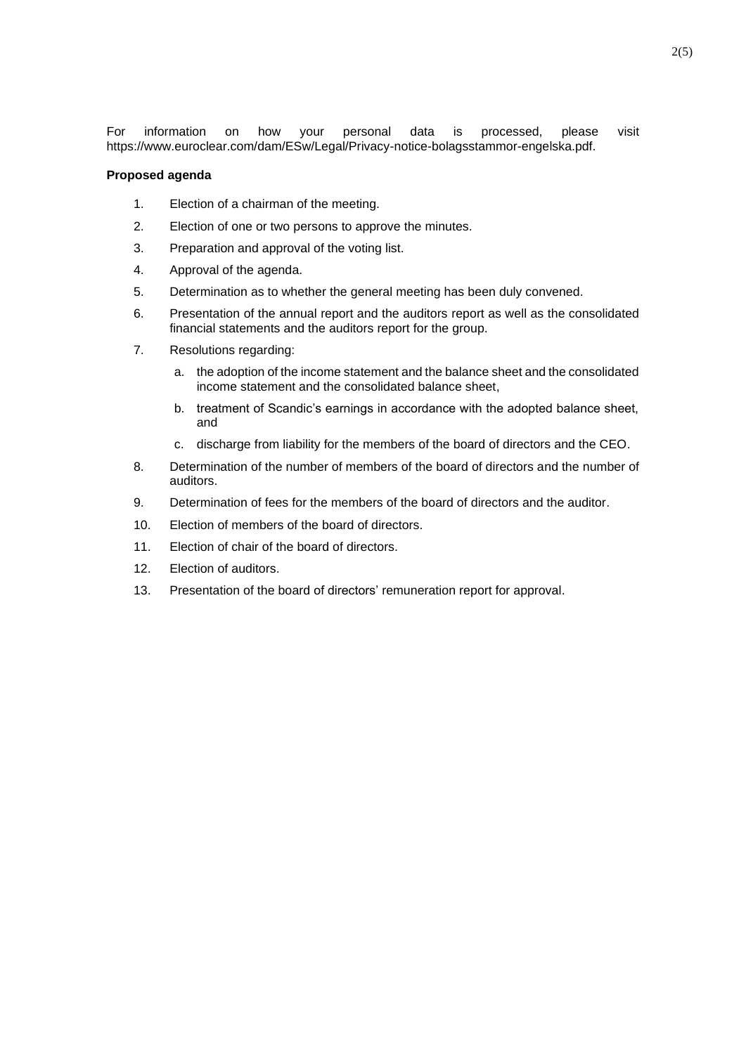For information on how your personal data is processed, please visit https://www.euroclear.com/dam/ESw/Legal/Privacy-notice-bolagsstammor-engelska.pdf.

**Proposed agenda**

1. Election of a chairman of the meeting.
2. Election of one or two persons to approve the minutes.
3. Preparation and approval of the voting list.
4. Approval of the agenda.
5. Determination as to whether the general meeting has been duly convened.
6. Presentation of the annual report and the auditors report as well as the consolidated financial statements and the auditors report for the group.
7. Resolutions regarding:
   a. the adoption of the income statement and the balance sheet and the consolidated income statement and the consolidated balance sheet,
   b. treatment of Scandic's earnings in accordance with the adopted balance sheet, and
   c. discharge from liability for the members of the board of directors and the CEO.
8. Determination of the number of members of the board of directors and the number of auditors.
9. Determination of fees for the members of the board of directors and the auditor.
10. Election of members of the board of directors.
11. Election of chair of the board of directors.
12. Election of auditors.
13. Presentation of the board of directors' remuneration report for approval.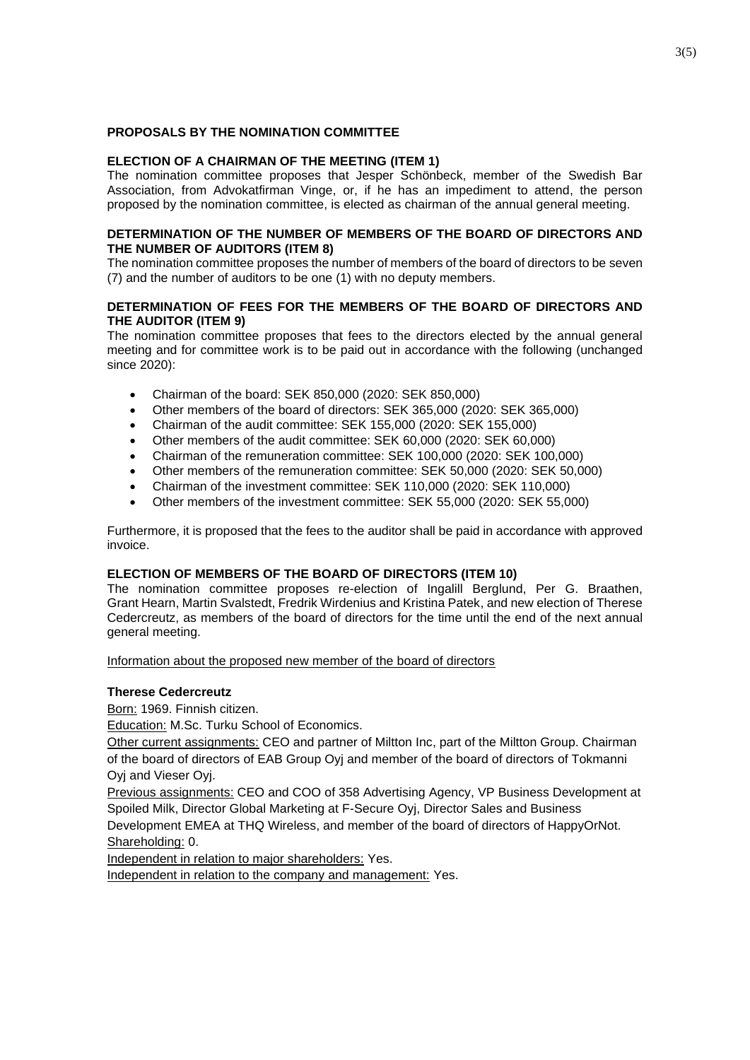**PROPOSALS BY THE NOMINATION COMMITTEE**

**ELECTION OF A CHAIRMAN OF THE MEETING (ITEM 1)**

The nomination committee proposes that Jesper Schönbeck, member of the Swedish Bar Association, from Advokatfirman Vinge, or, if he has an impediment to attend, the person proposed by the nomination committee, is elected as chairman of the annual general meeting.

**DETERMINATION OF THE NUMBER OF MEMBERS OF THE BOARD OF DIRECTORS AND THE NUMBER OF AUDITORS (ITEM 8)**

The nomination committee proposes the number of members of the board of directors to be seven (7) and the number of auditors to be one (1) with no deputy members.

**DETERMINATION OF FEES FOR THE MEMBERS OF THE BOARD OF DIRECTORS AND THE AUDITOR (ITEM 9)**

The nomination committee proposes that fees to the directors elected by the annual general meeting and for committee work is to be paid out in accordance with the following (unchanged since 2020):

- Chairman of the board: SEK 850,000 (2020: SEK 850,000)
- Other members of the board of directors: SEK 365,000 (2020: SEK 365,000)
- Chairman of the audit committee: SEK 155,000 (2020: SEK 155,000)
- Other members of the audit committee: SEK 60,000 (2020: SEK 60,000)
- Chairman of the remuneration committee: SEK 100,000 (2020: SEK 100,000)
- Other members of the remuneration committee: SEK 50,000 (2020: SEK 50,000)
- Chairman of the investment committee: SEK 110,000 (2020: SEK 110,000)
- Other members of the investment committee: SEK 55,000 (2020: SEK 55,000)

Furthermore, it is proposed that the fees to the auditor shall be paid in accordance with approved invoice.

**ELECTION OF MEMBERS OF THE BOARD OF DIRECTORS (ITEM 10)**

The nomination committee proposes re-election of Ingalill Berglund, Per G. Braathen, Grant Hearn, Martin Svalstedt, Fredrik Wirdenius and Kristina Patek, and new election of Therese Cedercreutz, as members of the board of directors for the time until the end of the next annual general meeting.

Information about the proposed new member of the board of directors

**Therese Cedercreutz**

Born: 1969. Finnish citizen.

Education: M.Sc. Turku School of Economics.

Other current assignments: CEO and partner of Miltton Inc, part of the Miltton Group. Chairman of the board of directors of EAB Group Oyj and member of the board of directors of Tokmanni Oyj and Vieser Oyj.

Previous assignments: CEO and COO of 358 Advertising Agency, VP Business Development at Spoiled Milk, Director Global Marketing at F-Secure Oyj, Director Sales and Business Development EMEA at THQ Wireless, and member of the board of directors of HappyOrNot.

Shareholding: 0.

Independent in relation to major shareholders: Yes.

Independent in relation to the company and management: Yes.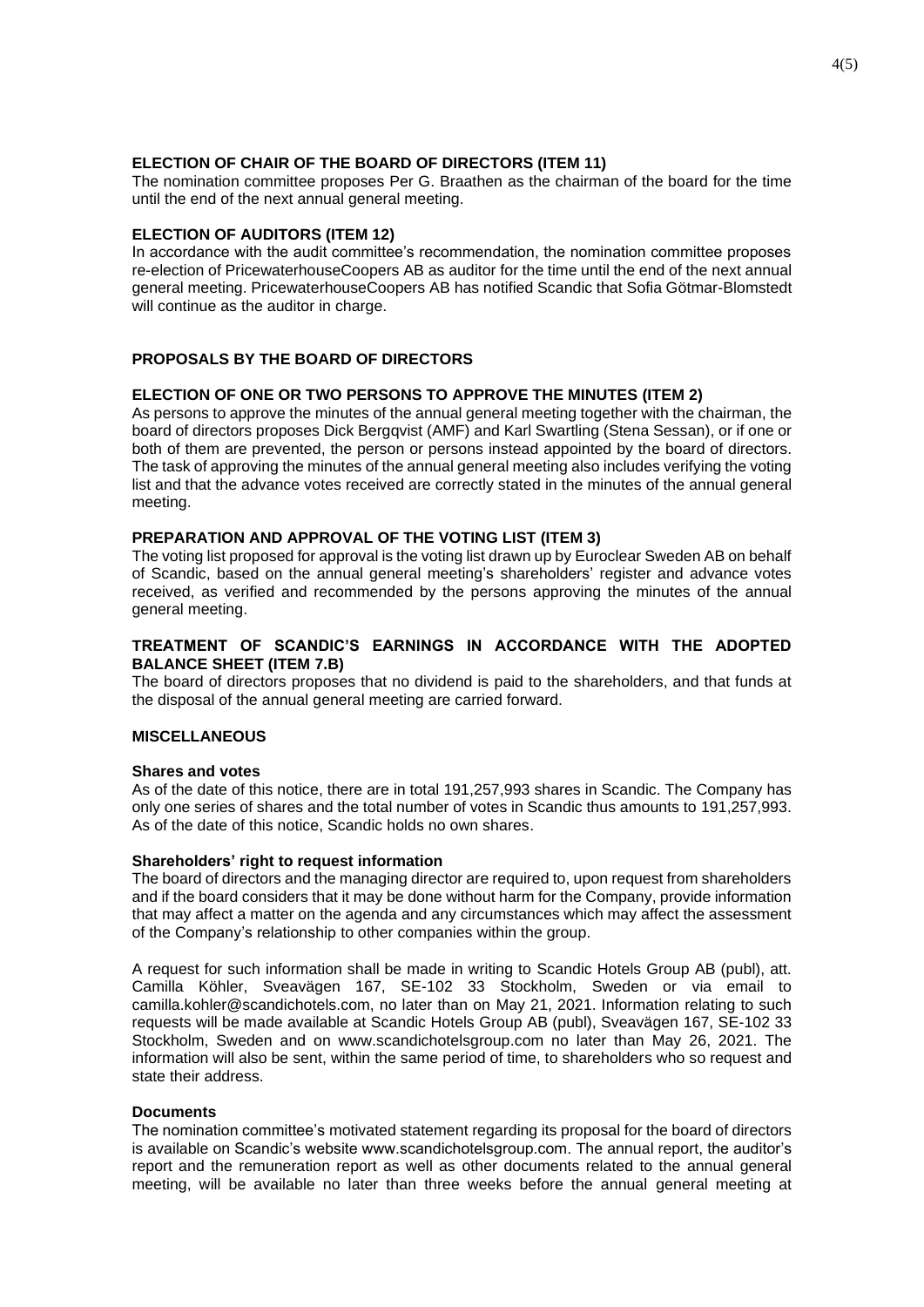**ELECTION OF CHAIR OF THE BOARD OF DIRECTORS (ITEM 11)**

The nomination committee proposes Per G. Braathen as the chairman of the board for the time until the end of the next annual general meeting.

**ELECTION OF AUDITORS (ITEM 12)**

In accordance with the audit committee's recommendation, the nomination committee proposes re-election of PricewaterhouseCoopers AB as auditor for the time until the end of the next annual general meeting. PricewaterhouseCoopers AB has notified Scandic that Sofia Götmar-Blomstedt will continue as the auditor in charge.

## PROPOSALS BY THE BOARD OF DIRECTORS

**ELECTION OF ONE OR TWO PERSONS TO APPROVE THE MINUTES (ITEM 2)**

As persons to approve the minutes of the annual general meeting together with the chairman, the board of directors proposes Dick Bergqvist (AMF) and Karl Swartling (Stena Sessan), or if one or both of them are prevented, the person or persons instead appointed by the board of directors. The task of approving the minutes of the annual general meeting also includes verifying the voting list and that the advance votes received are correctly stated in the minutes of the annual general meeting.

**PREPARATION AND APPROVAL OF THE VOTING LIST (ITEM 3)**

The voting list proposed for approval is the voting list drawn up by Euroclear Sweden AB on behalf of Scandic, based on the annual general meeting's shareholders' register and advance votes received, as verified and recommended by the persons approving the minutes of the annual general meeting.

**TREATMENT OF SCANDIC'S EARNINGS IN ACCORDANCE WITH THE ADOPTED BALANCE SHEET (ITEM 7.B)**

The board of directors proposes that no dividend is paid to the shareholders, and that funds at the disposal of the annual general meeting are carried forward.

## MISCELLANEOUS

**Shares and votes**

As of the date of this notice, there are in total 191,257,993 shares in Scandic. The Company has only one series of shares and the total number of votes in Scandic thus amounts to 191,257,993. As of the date of this notice, Scandic holds no own shares.

**Shareholders' right to request information**

The board of directors and the managing director are required to, upon request from shareholders and if the board considers that it may be done without harm for the Company, provide information that may affect a matter on the agenda and any circumstances which may affect the assessment of the Company's relationship to other companies within the group.

A request for such information shall be made in writing to Scandic Hotels Group AB (publ), att. Camilla Köhler, Sveavägen 167, SE-102 33 Stockholm, Sweden or via email to camilla.kohler@scandichotels.com, no later than on May 21, 2021. Information relating to such requests will be made available at Scandic Hotels Group AB (publ), Sveavägen 167, SE-102 33 Stockholm, Sweden and on www.scandichotelsgroup.com no later than May 26, 2021. The information will also be sent, within the same period of time, to shareholders who so request and state their address.

**Documents**

The nomination committee's motivated statement regarding its proposal for the board of directors is available on Scandic's website www.scandichotelsgroup.com. The annual report, the auditor's report and the remuneration report as well as other documents related to the annual general meeting, will be available no later than three weeks before the annual general meeting at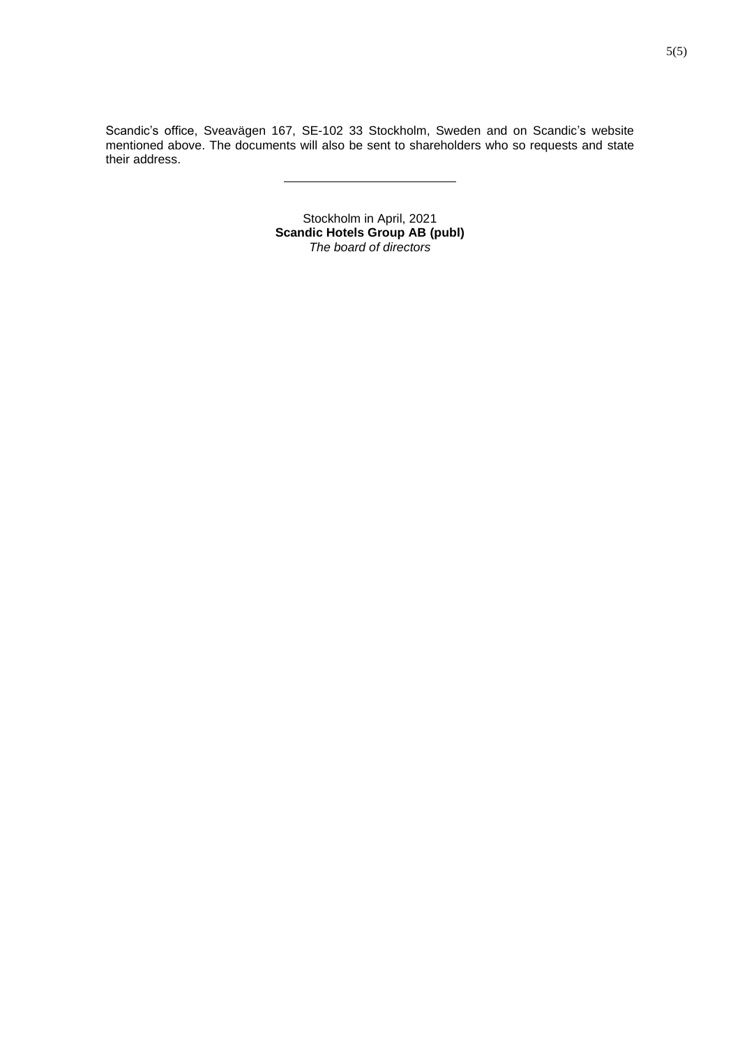Scandic's office, Sveavägen 167, SE-102 33 Stockholm, Sweden and on Scandic's website mentioned above. The documents will also be sent to shareholders who so requests and state their address.

---

Stockholm in April, 2021
**Scandic Hotels Group AB (publ)**
*The board of directors*